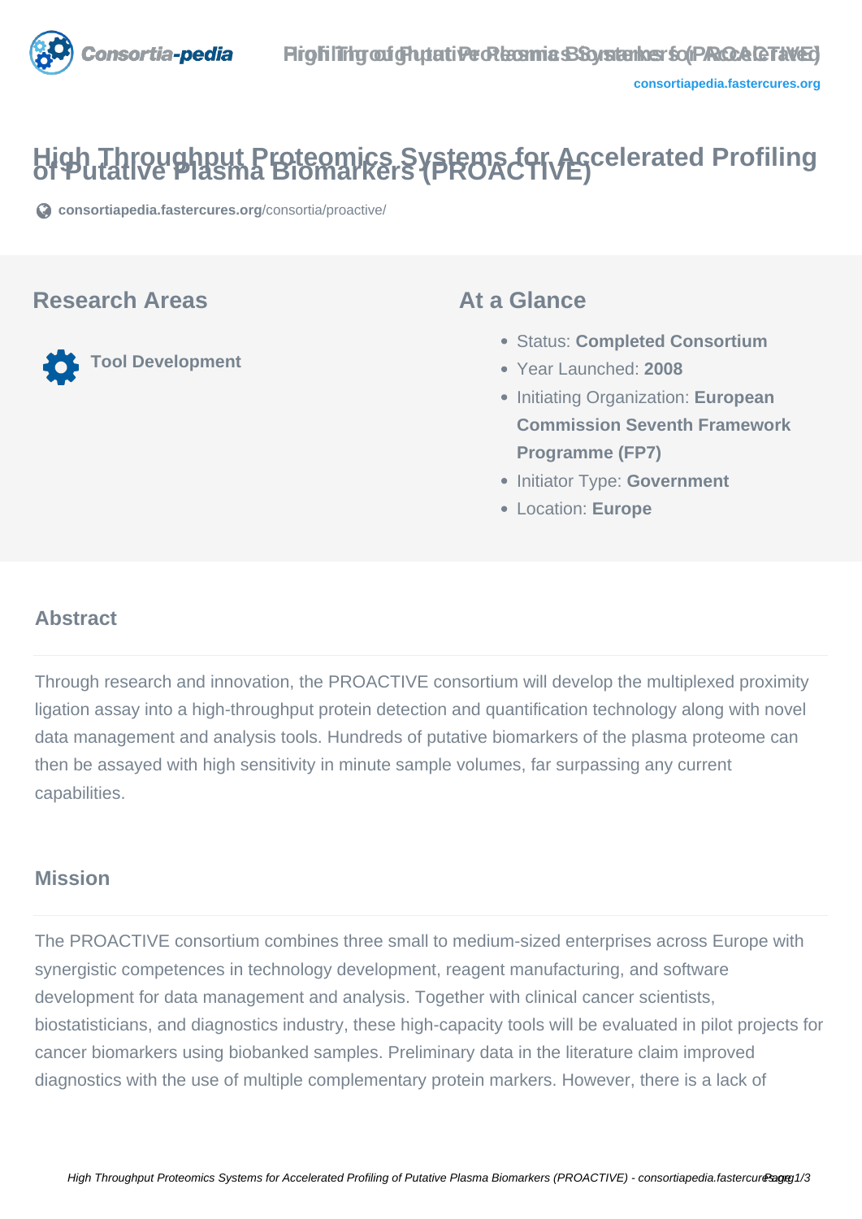# High Throughput Proteomics Systems for Accelerated Profiling of Putative Plasma Biomarkers (PROACTIVE)

consortiapedia.fastercures.org/consortia/proactive/

## Research Areas

Tool Development

## At a Glance

- Status: **Completed Consortium**
- Year Launched: **2008**
- Initiating Organization: **European Commission Seventh Framework Programme (FP7)**
- Initiator Type: **Government**
- Location: **Europe**

## Abstract

Through research and innovation, the PROACTIVE consortium will develop the multiplexed proximity ligation assay into a high-throughput protein detection and quantification technology along with novel data management and analysis tools. Hundreds of putative biomarkers of the plasma proteome can then be assayed with high sensitivity in minute sample volumes, far surpassing any current capabilities.

## Mission

The PROACTIVE consortium combines three small to medium-sized enterprises across Europe with synergistic competences in technology development, reagent manufacturing, and software development for data management and analysis. Together with clinical cancer scientists, biostatisticians, and diagnostics industry, these high-capacity tools will be evaluated in pilot projects for cancer biomarkers using biobanked samples. Preliminary data in the literature claim improved diagnostics with the use of multiple complementary protein markers. However, there is a lack of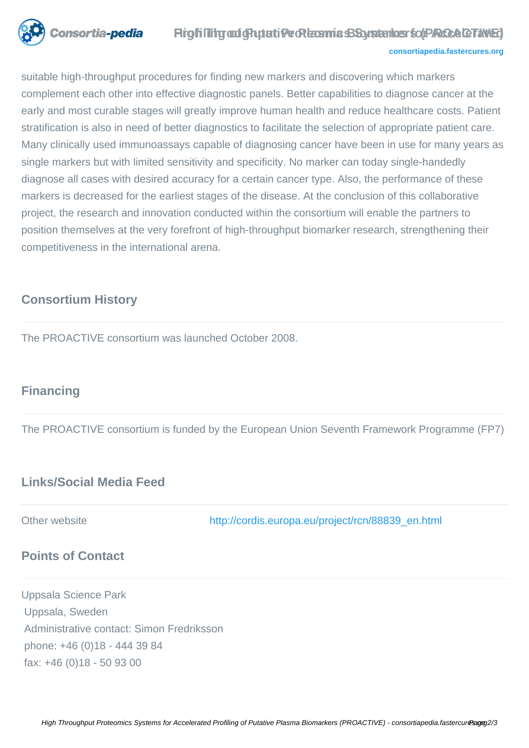suitable high-throughput procedures for finding new markers and discovering which markers complement each other into effective diagnostic panels. Better capabilities to diagnose cancer at the early and most curable stages will greatly improve human health and reduce healthcare costs. Patient stratification is also in need of better diagnostics to facilitate the selection of appropriate patient care. Many clinically used immunoassays capable of diagnosing cancer have been in use for many years as single markers but with limited sensitivity and specificity. No marker can today single-handedly diagnose all cases with desired accuracy for a certain cancer type. Also, the performance of these markers is decreased for the earliest stages of the disease. At the conclusion of this collaborative project, the research and innovation conducted within the consortium will enable the partners to position themselves at the very forefront of high-throughput biomarker research, strengthening their competitiveness in the international arena.

## Consortium History

The PROACTIVE consortium was launched October 2008.

## Financing

The PROACTIVE consortium is funded by the European Union Seventh Framework Programme (FP7)

## Links/Social Media Feed

| Other website | http://cordis.europa.eu/project/rcn/88839_en.html |
|---|---|

## Points of Contact

Uppsala Science Park
Uppsala, Sweden
Administrative contact: Simon Fredriksson
phone: +46 (0)18 - 444 39 84
fax: +46 (0)18 - 50 93 00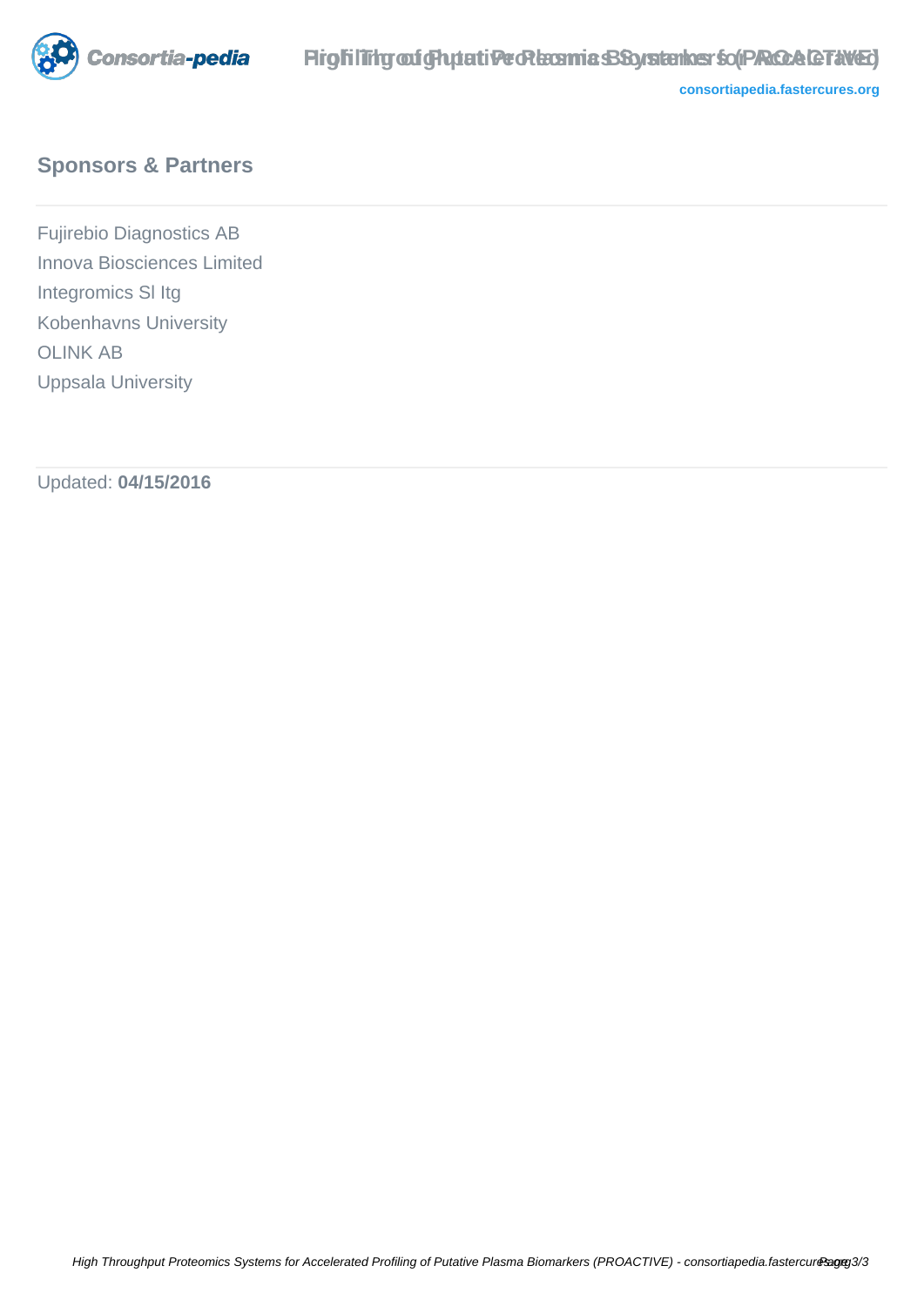## Sponsors & Partners

Fujirebio Diagnostics AB

Innova Biosciences Limited

Integromics Sl Itg

Kobenhavns University

OLINK AB

Uppsala University

Updated: **04/15/2016**